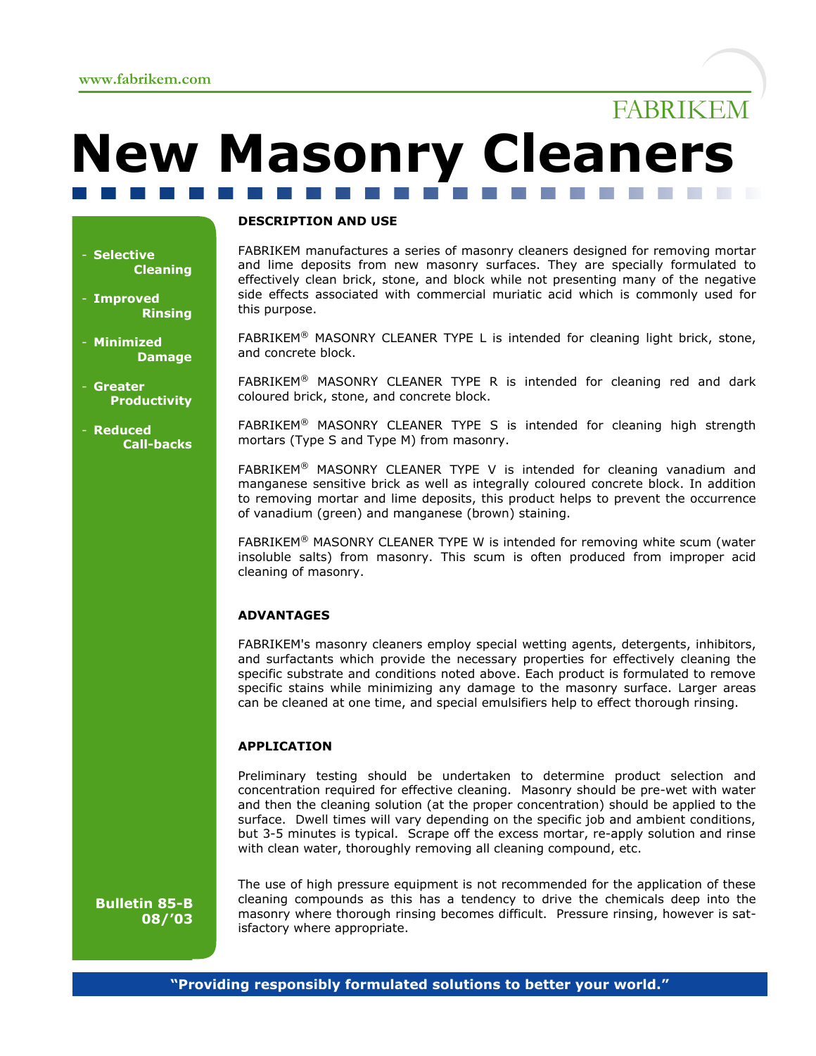www.fabrikem.com

FABRIKEM

# New Masonry Cleaners

- Selective Cleaning
- Improved Rinsing
- Minimized Damage
- Greater Productivity
- Reduced Call-backs

Bulletin 85-B
08/'03

## DESCRIPTION AND USE

FABRIKEM manufactures a series of masonry cleaners designed for removing mortar and lime deposits from new masonry surfaces. They are specially formulated to effectively clean brick, stone, and block while not presenting many of the negative side effects associated with commercial muriatic acid which is commonly used for this purpose.

FABRIKEM® MASONRY CLEANER TYPE L is intended for cleaning light brick, stone, and concrete block.

FABRIKEM® MASONRY CLEANER TYPE R is intended for cleaning red and dark coloured brick, stone, and concrete block.

FABRIKEM® MASONRY CLEANER TYPE S is intended for cleaning high strength mortars (Type S and Type M) from masonry.

FABRIKEM® MASONRY CLEANER TYPE V is intended for cleaning vanadium and manganese sensitive brick as well as integrally coloured concrete block. In addition to removing mortar and lime deposits, this product helps to prevent the occurrence of vanadium (green) and manganese (brown) staining.

FABRIKEM® MASONRY CLEANER TYPE W is intended for removing white scum (water insoluble salts) from masonry. This scum is often produced from improper acid cleaning of masonry.

## ADVANTAGES

FABRIKEM's masonry cleaners employ special wetting agents, detergents, inhibitors, and surfactants which provide the necessary properties for effectively cleaning the specific substrate and conditions noted above. Each product is formulated to remove specific stains while minimizing any damage to the masonry surface. Larger areas can be cleaned at one time, and special emulsifiers help to effect thorough rinsing.

## APPLICATION

Preliminary testing should be undertaken to determine product selection and concentration required for effective cleaning. Masonry should be pre-wet with water and then the cleaning solution (at the proper concentration) should be applied to the surface. Dwell times will vary depending on the specific job and ambient conditions, but 3-5 minutes is typical. Scrape off the excess mortar, re-apply solution and rinse with clean water, thoroughly removing all cleaning compound, etc.

The use of high pressure equipment is not recommended for the application of these cleaning compounds as this has a tendency to drive the chemicals deep into the masonry where thorough rinsing becomes difficult. Pressure rinsing, however is satisfactory where appropriate.

**"Providing responsibly formulated solutions to better your world."**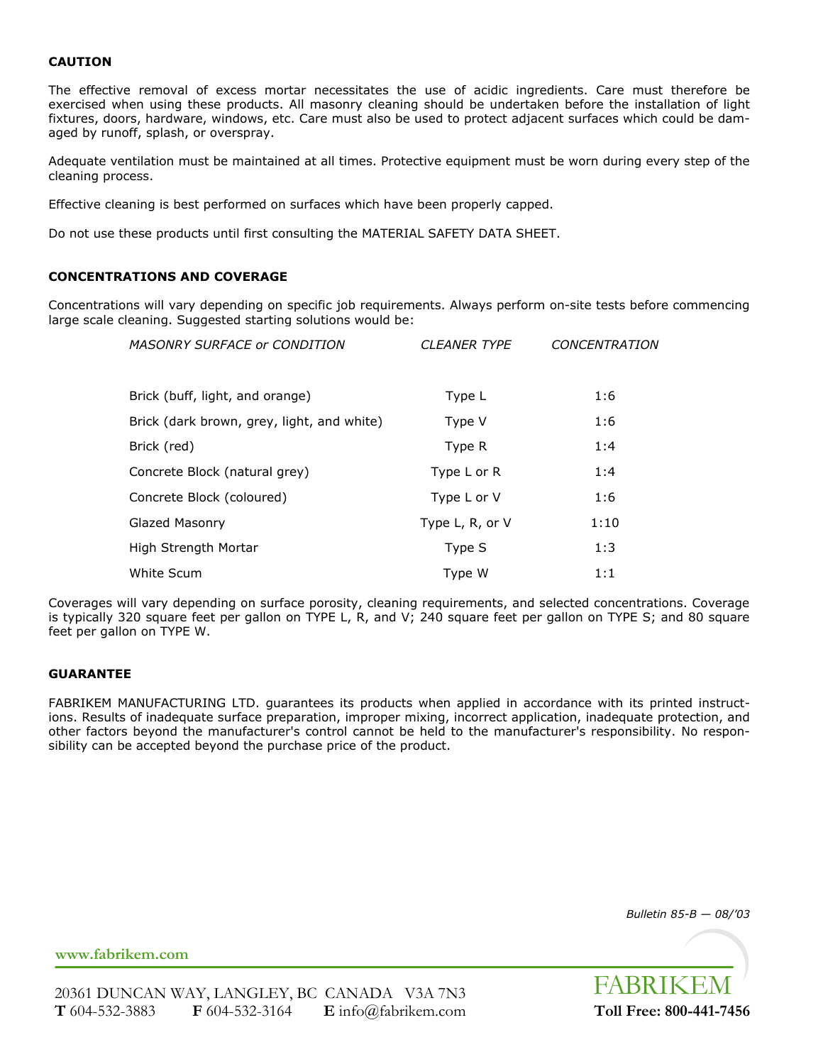## CAUTION

The effective removal of excess mortar necessitates the use of acidic ingredients. Care must therefore be exercised when using these products. All masonry cleaning should be undertaken before the installation of light fixtures, doors, hardware, windows, etc. Care must also be used to protect adjacent surfaces which could be damaged by runoff, splash, or overspray.

Adequate ventilation must be maintained at all times. Protective equipment must be worn during every step of the cleaning process.

Effective cleaning is best performed on surfaces which have been properly capped.

Do not use these products until first consulting the MATERIAL SAFETY DATA SHEET.

## CONCENTRATIONS AND COVERAGE

Concentrations will vary depending on specific job requirements. Always perform on-site tests before commencing large scale cleaning. Suggested starting solutions would be:

| *MASONRY SURFACE or CONDITION* | *CLEANER TYPE* | *CONCENTRATION* |
|---|---|---|
| Brick (buff, light, and orange) | Type L | 1:6 |
| Brick (dark brown, grey, light, and white) | Type V | 1:6 |
| Brick (red) | Type R | 1:4 |
| Concrete Block (natural grey) | Type L or R | 1:4 |
| Concrete Block (coloured) | Type L or V | 1:6 |
| Glazed Masonry | Type L, R, or V | 1:10 |
| High Strength Mortar | Type S | 1:3 |
| White Scum | Type W | 1:1 |

Coverages will vary depending on surface porosity, cleaning requirements, and selected concentrations. Coverage is typically 320 square feet per gallon on TYPE L, R, and V; 240 square feet per gallon on TYPE S; and 80 square feet per gallon on TYPE W.

## GUARANTEE

FABRIKEM MANUFACTURING LTD. guarantees its products when applied in accordance with its printed instructions. Results of inadequate surface preparation, improper mixing, incorrect application, inadequate protection, and other factors beyond the manufacturer's control cannot be held to the manufacturer's responsibility. No responsibility can be accepted beyond the purchase price of the product.

*Bulletin 85-B — 08/'03*

www.fabrikem.com

20361 DUNCAN WAY, LANGLEY, BC CANADA V3A 7N3
**T** 604-532-3883 **F** 604-532-3164 **E** info@fabrikem.com

FABRIKEM
**Toll Free: 800-441-7456**